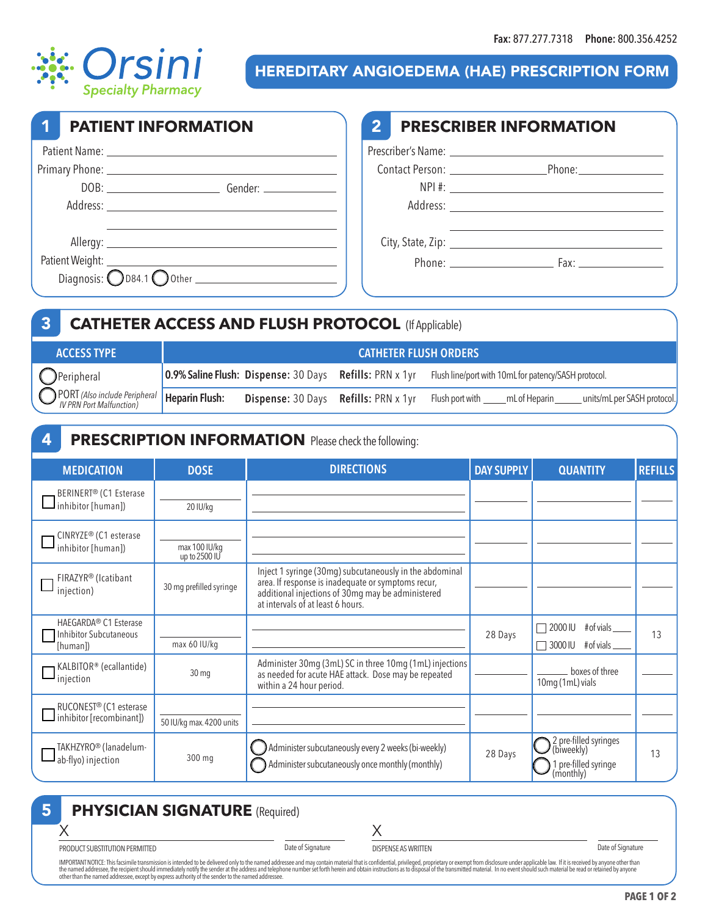Fax: 877.277.7318 Phone: 800.356.4252

Orsini Specialty Pharmacy

# HEREDITARY ANGIOEDEMA (HAE) PRESCRIPTION FORM

## 1 PATIENT INFORMATION

Patient Name: ______________________

Primary Phone: ______________________

DOB: ______________ Gender: ______________

Address: ______________________

______________________

Allergy: ______________________

Patient Weight: ______________________

Diagnosis: ◯ D84.1 ◯ Other ______________

## 2 PRESCRIBER INFORMATION

Prescriber's Name: ______________________

Contact Person: ______________ Phone: ______________

NPI #: ______________________

Address: ______________________

______________________

City, State, Zip: ______________________

Phone: ______________ Fax: ______________

## 3 CATHETER ACCESS AND FLUSH PROTOCOL (If Applicable)

| ACCESS TYPE | CATHETER FLUSH ORDERS | | | |
|---|---|---|---|---|
| ◯ Peripheral | **0.9% Saline Flush:** | **Dispense:** 30 Days | **Refills:** PRN x 1yr | Flush line/port with 10mL for patency/SASH protocol. |
| ◯ PORT *(Also include Peripheral IV PRN Port Malfunction)* | **Heparin Flush:** | **Dispense:** 30 Days | **Refills:** PRN x 1yr | Flush port with _____mL of Heparin _____units/mL per SASH protocol. |

## 4 PRESCRIPTION INFORMATION Please check the following:

| MEDICATION | DOSE | DIRECTIONS | DAY SUPPLY | QUANTITY | REFILLS |
|---|---|---|---|---|---|
| ☐ BERINERT® (C1 Esterase inhibitor [human]) | ________ 20 IU/kg | ________ | ________ | ________ | ________ |
| ☐ CINRYZE® (C1 esterase inhibitor [human]) | ________ max 100 IU/kg up to 2500 IU | ________ | ________ | ________ | ________ |
| ☐ FIRAZYR® (Icatibant injection) | 30 mg prefilled syringe | Inject 1 syringe (30mg) subcutaneously in the abdominal area. If response is inadequate or symptoms recur, additional injections of 30mg may be administered at intervals of at least 6 hours. | ________ | ________ | ________ |
| ☐ HAEGARDA® C1 Esterase Inhibitor Subcutaneous [human]) | ________ max 60 IU/kg | ________ | 28 Days | ☐ 2000 IU #of vials ____ ☐ 3000 IU #of vials ____ | 13 |
| ☐ KALBITOR® (ecallantide) injection | 30 mg | Administer 30mg (3mL) SC in three 10mg (1mL) injections as needed for acute HAE attack. Dose may be repeated within a 24 hour period. | ________ | ______ boxes of three 10mg (1mL) vials | ________ |
| ☐ RUCONEST® (C1 esterase inhibitor [recombinant]) | ________ 50 IU/kg max. 4200 units | ________ | ________ | ________ | ________ |
| ☐ TAKHZYRO® (lanadelum-ab-flyo) injection | 300 mg | ◯ Administer subcutaneously every 2 weeks (bi-weekly) ◯ Administer subcutaneously once monthly (monthly) | 28 Days | ◯ 2 pre-filled syringes (biweekly) ◯ 1 pre-filled syringe (monthly) | 13 |

## 5 PHYSICIAN SIGNATURE (Required)

X ______________________ ______________
PRODUCT SUBSTITUTION PERMITTED Date of Signature

X ______________________ ______________
DISPENSE AS WRITTEN Date of Signature

IMPORTANT NOTICE: This facsimile transmission is intended to be delivered only to the named addressee and may contain material that is confidential, privileged, proprietary or exempt from disclosure under applicable law. If it is received by anyone other than the named addressee, the recipient should immediately notify the sender at the address and telephone number set forth herein and obtain instructions as to disposal of the transmitted material. In no event should such material be read or retained by anyone other than the named addressee, except by express authority of the sender to the named addressee.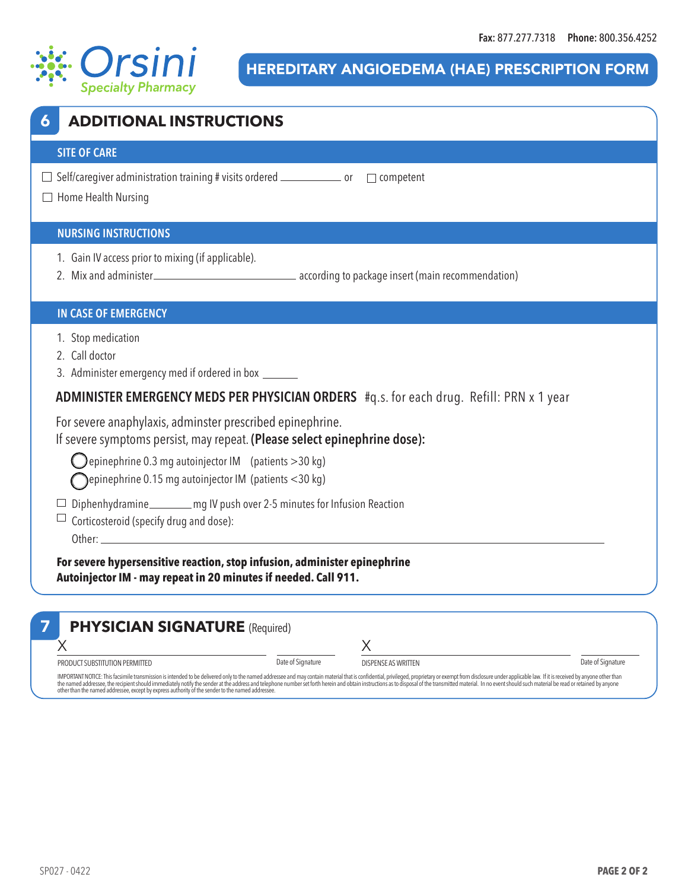Fax: 877.277.7318 Phone: 800.356.4252

Orsini Specialty Pharmacy

# HEREDITARY ANGIOEDEMA (HAE) PRESCRIPTION FORM

## 6 ADDITIONAL INSTRUCTIONS

### SITE OF CARE

- ☐ Self/caregiver administration training # visits ordered __________ or ☐ competent
- ☐ Home Health Nursing

### NURSING INSTRUCTIONS

1. Gain IV access prior to mixing (if applicable).
2. Mix and administer______________________ according to package insert (main recommendation)

### IN CASE OF EMERGENCY

1. Stop medication
2. Call doctor
3. Administer emergency med if ordered in box ______

**ADMINISTER EMERGENCY MEDS PER PHYSICIAN ORDERS** #q.s. for each drug. Refill: PRN x 1 year

For severe anaphylaxis, adminster prescribed epinephrine.
If severe symptoms persist, may repeat. **(Please select epinephrine dose):**

- ◯ epinephrine 0.3 mg autoinjector IM (patients >30 kg)
- ◯ epinephrine 0.15 mg autoinjector IM (patients <30 kg)

- ☐ Diphenhydramine________mg IV push over 2-5 minutes for Infusion Reaction
- ☐ Corticosteroid (specify drug and dose):

  Other: ______________________________________________

**For severe hypersensitive reaction, stop infusion, administer epinephrine Autoinjector IM - may repeat in 20 minutes if needed. Call 911.**

## 7 PHYSICIAN SIGNATURE (Required)

X ______________________________ ____________
PRODUCT SUBSTITUTION PERMITTED Date of Signature

X ______________________________ ____________
DISPENSE AS WRITTEN Date of Signature

IMPORTANT NOTICE: This facsimile transmission is intended to be delivered only to the named addressee and may contain material that is confidential, privileged, proprietary or exempt from disclosure under applicable law. If it is received by anyone other than the named addressee, the recipient should immediately notify the sender at the address and telephone number set forth herein and obtain instructions as to disposal of the transmitted material. In no event should such material be read or retained by anyone other than the named addressee, except by express authority of the sender to the named addressee.

SP027 - 0422